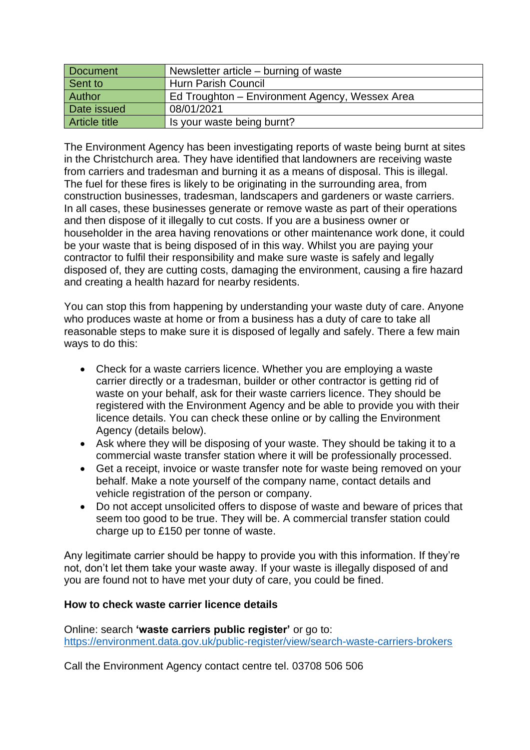| Document | Newsletter article – burning of waste |
|---|---|
| Sent to | Hurn Parish Council |
| Author | Ed Troughton – Environment Agency, Wessex Area |
| Date issued | 08/01/2021 |
| Article title | Is your waste being burnt? |

The Environment Agency has been investigating reports of waste being burnt at sites in the Christchurch area. They have identified that landowners are receiving waste from carriers and tradesman and burning it as a means of disposal. This is illegal. The fuel for these fires is likely to be originating in the surrounding area, from construction businesses, tradesman, landscapers and gardeners or waste carriers. In all cases, these businesses generate or remove waste as part of their operations and then dispose of it illegally to cut costs. If you are a business owner or householder in the area having renovations or other maintenance work done, it could be your waste that is being disposed of in this way. Whilst you are paying your contractor to fulfil their responsibility and make sure waste is safely and legally disposed of, they are cutting costs, damaging the environment, causing a fire hazard and creating a health hazard for nearby residents.

You can stop this from happening by understanding your waste duty of care. Anyone who produces waste at home or from a business has a duty of care to take all reasonable steps to make sure it is disposed of legally and safely. There a few main ways to do this:

- Check for a waste carriers licence. Whether you are employing a waste carrier directly or a tradesman, builder or other contractor is getting rid of waste on your behalf, ask for their waste carriers licence. They should be registered with the Environment Agency and be able to provide you with their licence details. You can check these online or by calling the Environment Agency (details below).
- Ask where they will be disposing of your waste. They should be taking it to a commercial waste transfer station where it will be professionally processed.
- Get a receipt, invoice or waste transfer note for waste being removed on your behalf. Make a note yourself of the company name, contact details and vehicle registration of the person or company.
- Do not accept unsolicited offers to dispose of waste and beware of prices that seem too good to be true. They will be. A commercial transfer station could charge up to £150 per tonne of waste.

Any legitimate carrier should be happy to provide you with this information. If they're not, don't let them take your waste away. If your waste is illegally disposed of and you are found not to have met your duty of care, you could be fined.

**How to check waste carrier licence details**

Online: search **'waste carriers public register'** or go to: https://environment.data.gov.uk/public-register/view/search-waste-carriers-brokers

Call the Environment Agency contact centre tel. 03708 506 506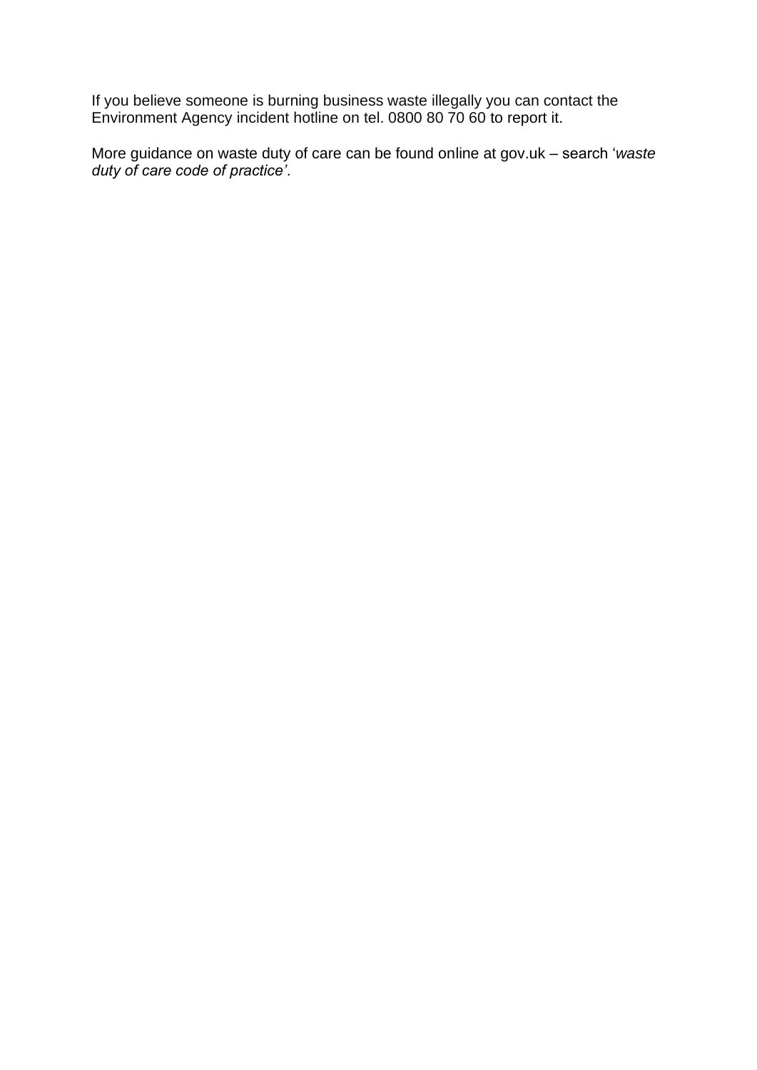If you believe someone is burning business waste illegally you can contact the Environment Agency incident hotline on tel. 0800 80 70 60 to report it.

More guidance on waste duty of care can be found online at gov.uk – search '*waste duty of care code of practice'*.